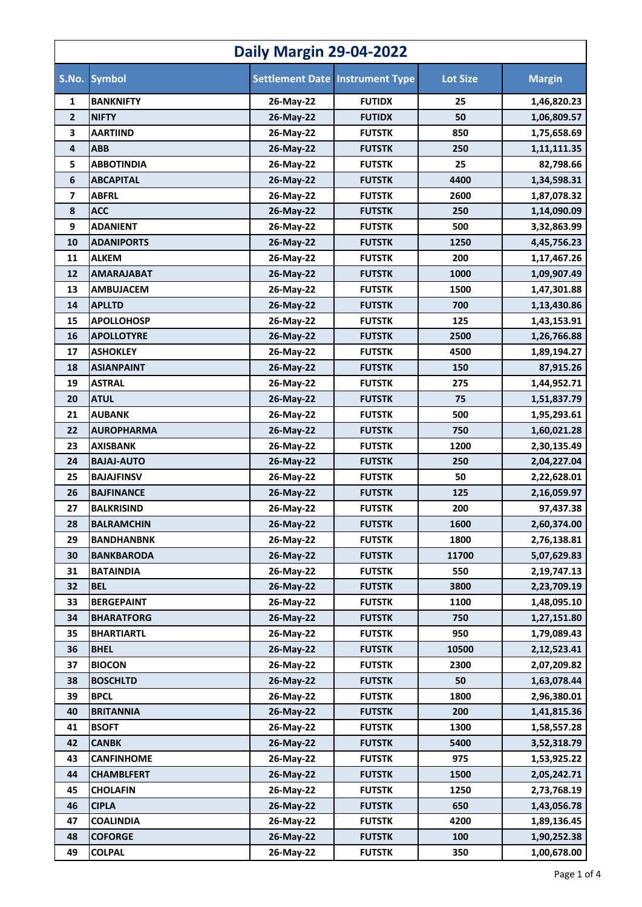# Daily Margin 29-04-2022

| S.No. | Symbol | Settlement Date | Instrument Type | Lot Size | Margin |
|---|---|---|---|---|---|
| 1 | BANKNIFTY | 26-May-22 | FUTIDX | 25 | 1,46,820.23 |
| 2 | NIFTY | 26-May-22 | FUTIDX | 50 | 1,06,809.57 |
| 3 | AARTIIND | 26-May-22 | FUTSTK | 850 | 1,75,658.69 |
| 4 | ABB | 26-May-22 | FUTSTK | 250 | 1,11,111.35 |
| 5 | ABBOTINDIA | 26-May-22 | FUTSTK | 25 | 82,798.66 |
| 6 | ABCAPITAL | 26-May-22 | FUTSTK | 4400 | 1,34,598.31 |
| 7 | ABFRL | 26-May-22 | FUTSTK | 2600 | 1,87,078.32 |
| 8 | ACC | 26-May-22 | FUTSTK | 250 | 1,14,090.09 |
| 9 | ADANIENT | 26-May-22 | FUTSTK | 500 | 3,32,863.99 |
| 10 | ADANIPORTS | 26-May-22 | FUTSTK | 1250 | 4,45,756.23 |
| 11 | ALKEM | 26-May-22 | FUTSTK | 200 | 1,17,467.26 |
| 12 | AMARAJABAT | 26-May-22 | FUTSTK | 1000 | 1,09,907.49 |
| 13 | AMBUJACEM | 26-May-22 | FUTSTK | 1500 | 1,47,301.88 |
| 14 | APLLTD | 26-May-22 | FUTSTK | 700 | 1,13,430.86 |
| 15 | APOLLOHOSP | 26-May-22 | FUTSTK | 125 | 1,43,153.91 |
| 16 | APOLLOTYRE | 26-May-22 | FUTSTK | 2500 | 1,26,766.88 |
| 17 | ASHOKLEY | 26-May-22 | FUTSTK | 4500 | 1,89,194.27 |
| 18 | ASIANPAINT | 26-May-22 | FUTSTK | 150 | 87,915.26 |
| 19 | ASTRAL | 26-May-22 | FUTSTK | 275 | 1,44,952.71 |
| 20 | ATUL | 26-May-22 | FUTSTK | 75 | 1,51,837.79 |
| 21 | AUBANK | 26-May-22 | FUTSTK | 500 | 1,95,293.61 |
| 22 | AUROPHARMA | 26-May-22 | FUTSTK | 750 | 1,60,021.28 |
| 23 | AXISBANK | 26-May-22 | FUTSTK | 1200 | 2,30,135.49 |
| 24 | BAJAJ-AUTO | 26-May-22 | FUTSTK | 250 | 2,04,227.04 |
| 25 | BAJAJFINSV | 26-May-22 | FUTSTK | 50 | 2,22,628.01 |
| 26 | BAJFINANCE | 26-May-22 | FUTSTK | 125 | 2,16,059.97 |
| 27 | BALKRISIND | 26-May-22 | FUTSTK | 200 | 97,437.38 |
| 28 | BALRAMCHIN | 26-May-22 | FUTSTK | 1600 | 2,60,374.00 |
| 29 | BANDHANBNK | 26-May-22 | FUTSTK | 1800 | 2,76,138.81 |
| 30 | BANKBARODA | 26-May-22 | FUTSTK | 11700 | 5,07,629.83 |
| 31 | BATAINDIA | 26-May-22 | FUTSTK | 550 | 2,19,747.13 |
| 32 | BEL | 26-May-22 | FUTSTK | 3800 | 2,23,709.19 |
| 33 | BERGEPAINT | 26-May-22 | FUTSTK | 1100 | 1,48,095.10 |
| 34 | BHARATFORG | 26-May-22 | FUTSTK | 750 | 1,27,151.80 |
| 35 | BHARTIARTL | 26-May-22 | FUTSTK | 950 | 1,79,089.43 |
| 36 | BHEL | 26-May-22 | FUTSTK | 10500 | 2,12,523.41 |
| 37 | BIOCON | 26-May-22 | FUTSTK | 2300 | 2,07,209.82 |
| 38 | BOSCHLTD | 26-May-22 | FUTSTK | 50 | 1,63,078.44 |
| 39 | BPCL | 26-May-22 | FUTSTK | 1800 | 2,96,380.01 |
| 40 | BRITANNIA | 26-May-22 | FUTSTK | 200 | 1,41,815.36 |
| 41 | BSOFT | 26-May-22 | FUTSTK | 1300 | 1,58,557.28 |
| 42 | CANBK | 26-May-22 | FUTSTK | 5400 | 3,52,318.79 |
| 43 | CANFINHOME | 26-May-22 | FUTSTK | 975 | 1,53,925.22 |
| 44 | CHAMBLFERT | 26-May-22 | FUTSTK | 1500 | 2,05,242.71 |
| 45 | CHOLAFIN | 26-May-22 | FUTSTK | 1250 | 2,73,768.19 |
| 46 | CIPLA | 26-May-22 | FUTSTK | 650 | 1,43,056.78 |
| 47 | COALINDIA | 26-May-22 | FUTSTK | 4200 | 1,89,136.45 |
| 48 | COFORGE | 26-May-22 | FUTSTK | 100 | 1,90,252.38 |
| 49 | COLPAL | 26-May-22 | FUTSTK | 350 | 1,00,678.00 |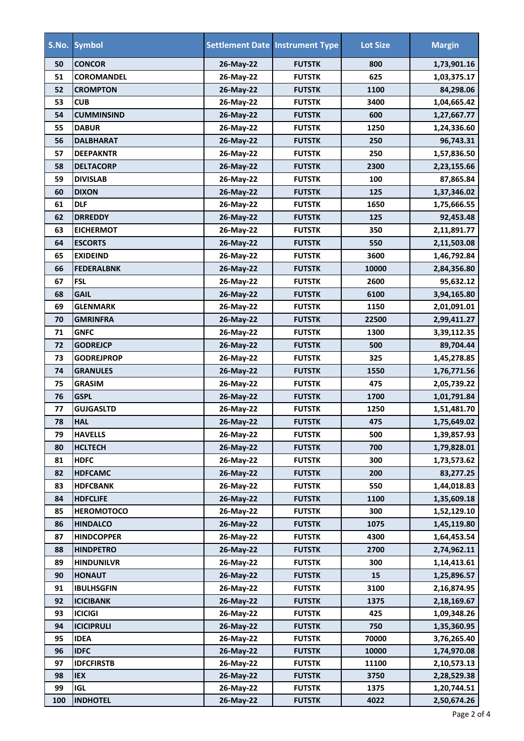| S.No. | Symbol | Settlement Date | Instrument Type | Lot Size | Margin |
|---|---|---|---|---|---|
| 50 | CONCOR | 26-May-22 | FUTSTK | 800 | 1,73,901.16 |
| 51 | COROMANDEL | 26-May-22 | FUTSTK | 625 | 1,03,375.17 |
| 52 | CROMPTON | 26-May-22 | FUTSTK | 1100 | 84,298.06 |
| 53 | CUB | 26-May-22 | FUTSTK | 3400 | 1,04,665.42 |
| 54 | CUMMINSIND | 26-May-22 | FUTSTK | 600 | 1,27,667.77 |
| 55 | DABUR | 26-May-22 | FUTSTK | 1250 | 1,24,336.60 |
| 56 | DALBHARAT | 26-May-22 | FUTSTK | 250 | 96,743.31 |
| 57 | DEEPAKNTR | 26-May-22 | FUTSTK | 250 | 1,57,836.50 |
| 58 | DELTACORP | 26-May-22 | FUTSTK | 2300 | 2,23,155.66 |
| 59 | DIVISLAB | 26-May-22 | FUTSTK | 100 | 87,865.84 |
| 60 | DIXON | 26-May-22 | FUTSTK | 125 | 1,37,346.02 |
| 61 | DLF | 26-May-22 | FUTSTK | 1650 | 1,75,666.55 |
| 62 | DRREDDY | 26-May-22 | FUTSTK | 125 | 92,453.48 |
| 63 | EICHERMOT | 26-May-22 | FUTSTK | 350 | 2,11,891.77 |
| 64 | ESCORTS | 26-May-22 | FUTSTK | 550 | 2,11,503.08 |
| 65 | EXIDEIND | 26-May-22 | FUTSTK | 3600 | 1,46,792.84 |
| 66 | FEDERALBNK | 26-May-22 | FUTSTK | 10000 | 2,84,356.80 |
| 67 | FSL | 26-May-22 | FUTSTK | 2600 | 95,632.12 |
| 68 | GAIL | 26-May-22 | FUTSTK | 6100 | 3,94,165.80 |
| 69 | GLENMARK | 26-May-22 | FUTSTK | 1150 | 2,01,091.01 |
| 70 | GMRINFRA | 26-May-22 | FUTSTK | 22500 | 2,99,411.27 |
| 71 | GNFC | 26-May-22 | FUTSTK | 1300 | 3,39,112.35 |
| 72 | GODREJCP | 26-May-22 | FUTSTK | 500 | 89,704.44 |
| 73 | GODREJPROP | 26-May-22 | FUTSTK | 325 | 1,45,278.85 |
| 74 | GRANULES | 26-May-22 | FUTSTK | 1550 | 1,76,771.56 |
| 75 | GRASIM | 26-May-22 | FUTSTK | 475 | 2,05,739.22 |
| 76 | GSPL | 26-May-22 | FUTSTK | 1700 | 1,01,791.84 |
| 77 | GUJGASLTD | 26-May-22 | FUTSTK | 1250 | 1,51,481.70 |
| 78 | HAL | 26-May-22 | FUTSTK | 475 | 1,75,649.02 |
| 79 | HAVELLS | 26-May-22 | FUTSTK | 500 | 1,39,857.93 |
| 80 | HCLTECH | 26-May-22 | FUTSTK | 700 | 1,79,828.01 |
| 81 | HDFC | 26-May-22 | FUTSTK | 300 | 1,73,573.62 |
| 82 | HDFCAMC | 26-May-22 | FUTSTK | 200 | 83,277.25 |
| 83 | HDFCBANK | 26-May-22 | FUTSTK | 550 | 1,44,018.83 |
| 84 | HDFCLIFE | 26-May-22 | FUTSTK | 1100 | 1,35,609.18 |
| 85 | HEROMOTOCO | 26-May-22 | FUTSTK | 300 | 1,52,129.10 |
| 86 | HINDALCO | 26-May-22 | FUTSTK | 1075 | 1,45,119.80 |
| 87 | HINDCOPPER | 26-May-22 | FUTSTK | 4300 | 1,64,453.54 |
| 88 | HINDPETRO | 26-May-22 | FUTSTK | 2700 | 2,74,962.11 |
| 89 | HINDUNILVR | 26-May-22 | FUTSTK | 300 | 1,14,413.61 |
| 90 | HONAUT | 26-May-22 | FUTSTK | 15 | 1,25,896.57 |
| 91 | IBULHSGFIN | 26-May-22 | FUTSTK | 3100 | 2,16,874.95 |
| 92 | ICICIBANK | 26-May-22 | FUTSTK | 1375 | 2,18,169.67 |
| 93 | ICICIGI | 26-May-22 | FUTSTK | 425 | 1,09,348.26 |
| 94 | ICICIPRULI | 26-May-22 | FUTSTK | 750 | 1,35,360.95 |
| 95 | IDEA | 26-May-22 | FUTSTK | 70000 | 3,76,265.40 |
| 96 | IDFC | 26-May-22 | FUTSTK | 10000 | 1,74,970.08 |
| 97 | IDFCFIRSTB | 26-May-22 | FUTSTK | 11100 | 2,10,573.13 |
| 98 | IEX | 26-May-22 | FUTSTK | 3750 | 2,28,529.38 |
| 99 | IGL | 26-May-22 | FUTSTK | 1375 | 1,20,744.51 |
| 100 | INDHOTEL | 26-May-22 | FUTSTK | 4022 | 2,50,674.26 |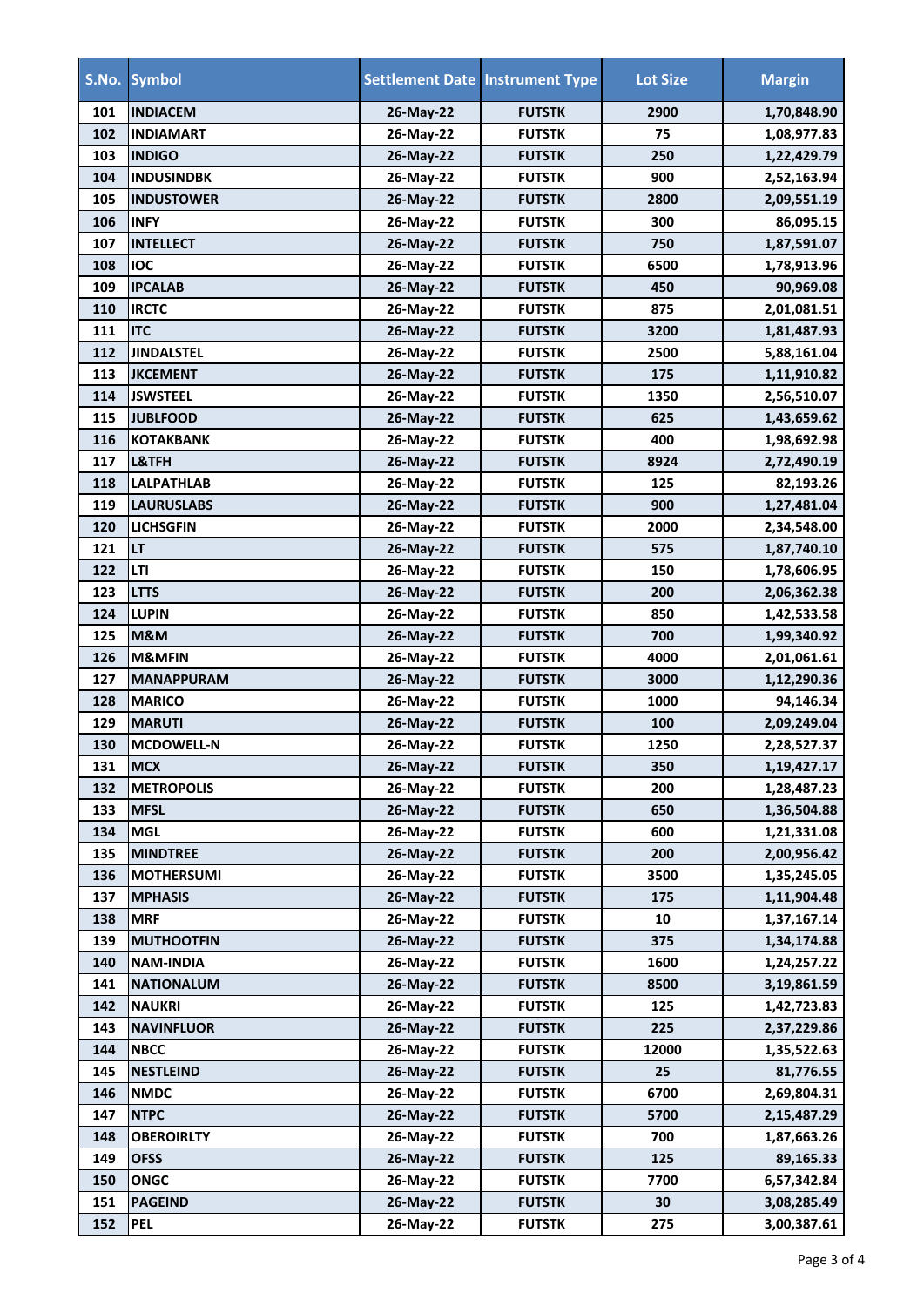| S.No. | Symbol | Settlement Date | Instrument Type | Lot Size | Margin |
|---|---|---|---|---|---|
| 101 | INDIACEM | 26-May-22 | FUTSTK | 2900 | 1,70,848.90 |
| 102 | INDIAMART | 26-May-22 | FUTSTK | 75 | 1,08,977.83 |
| 103 | INDIGO | 26-May-22 | FUTSTK | 250 | 1,22,429.79 |
| 104 | INDUSINDBK | 26-May-22 | FUTSTK | 900 | 2,52,163.94 |
| 105 | INDUSTOWER | 26-May-22 | FUTSTK | 2800 | 2,09,551.19 |
| 106 | INFY | 26-May-22 | FUTSTK | 300 | 86,095.15 |
| 107 | INTELLECT | 26-May-22 | FUTSTK | 750 | 1,87,591.07 |
| 108 | IOC | 26-May-22 | FUTSTK | 6500 | 1,78,913.96 |
| 109 | IPCALAB | 26-May-22 | FUTSTK | 450 | 90,969.08 |
| 110 | IRCTC | 26-May-22 | FUTSTK | 875 | 2,01,081.51 |
| 111 | ITC | 26-May-22 | FUTSTK | 3200 | 1,81,487.93 |
| 112 | JINDALSTEL | 26-May-22 | FUTSTK | 2500 | 5,88,161.04 |
| 113 | JKCEMENT | 26-May-22 | FUTSTK | 175 | 1,11,910.82 |
| 114 | JSWSTEEL | 26-May-22 | FUTSTK | 1350 | 2,56,510.07 |
| 115 | JUBLFOOD | 26-May-22 | FUTSTK | 625 | 1,43,659.62 |
| 116 | KOTAKBANK | 26-May-22 | FUTSTK | 400 | 1,98,692.98 |
| 117 | L&TFH | 26-May-22 | FUTSTK | 8924 | 2,72,490.19 |
| 118 | LALPATHLAB | 26-May-22 | FUTSTK | 125 | 82,193.26 |
| 119 | LAURUSLABS | 26-May-22 | FUTSTK | 900 | 1,27,481.04 |
| 120 | LICHSGFIN | 26-May-22 | FUTSTK | 2000 | 2,34,548.00 |
| 121 | LT | 26-May-22 | FUTSTK | 575 | 1,87,740.10 |
| 122 | LTI | 26-May-22 | FUTSTK | 150 | 1,78,606.95 |
| 123 | LTTS | 26-May-22 | FUTSTK | 200 | 2,06,362.38 |
| 124 | LUPIN | 26-May-22 | FUTSTK | 850 | 1,42,533.58 |
| 125 | M&M | 26-May-22 | FUTSTK | 700 | 1,99,340.92 |
| 126 | M&MFIN | 26-May-22 | FUTSTK | 4000 | 2,01,061.61 |
| 127 | MANAPPURAM | 26-May-22 | FUTSTK | 3000 | 1,12,290.36 |
| 128 | MARICO | 26-May-22 | FUTSTK | 1000 | 94,146.34 |
| 129 | MARUTI | 26-May-22 | FUTSTK | 100 | 2,09,249.04 |
| 130 | MCDOWELL-N | 26-May-22 | FUTSTK | 1250 | 2,28,527.37 |
| 131 | MCX | 26-May-22 | FUTSTK | 350 | 1,19,427.17 |
| 132 | METROPOLIS | 26-May-22 | FUTSTK | 200 | 1,28,487.23 |
| 133 | MFSL | 26-May-22 | FUTSTK | 650 | 1,36,504.88 |
| 134 | MGL | 26-May-22 | FUTSTK | 600 | 1,21,331.08 |
| 135 | MINDTREE | 26-May-22 | FUTSTK | 200 | 2,00,956.42 |
| 136 | MOTHERSUMI | 26-May-22 | FUTSTK | 3500 | 1,35,245.05 |
| 137 | MPHASIS | 26-May-22 | FUTSTK | 175 | 1,11,904.48 |
| 138 | MRF | 26-May-22 | FUTSTK | 10 | 1,37,167.14 |
| 139 | MUTHOOTFIN | 26-May-22 | FUTSTK | 375 | 1,34,174.88 |
| 140 | NAM-INDIA | 26-May-22 | FUTSTK | 1600 | 1,24,257.22 |
| 141 | NATIONALUM | 26-May-22 | FUTSTK | 8500 | 3,19,861.59 |
| 142 | NAUKRI | 26-May-22 | FUTSTK | 125 | 1,42,723.83 |
| 143 | NAVINFLUOR | 26-May-22 | FUTSTK | 225 | 2,37,229.86 |
| 144 | NBCC | 26-May-22 | FUTSTK | 12000 | 1,35,522.63 |
| 145 | NESTLEIND | 26-May-22 | FUTSTK | 25 | 81,776.55 |
| 146 | NMDC | 26-May-22 | FUTSTK | 6700 | 2,69,804.31 |
| 147 | NTPC | 26-May-22 | FUTSTK | 5700 | 2,15,487.29 |
| 148 | OBEROIRLTY | 26-May-22 | FUTSTK | 700 | 1,87,663.26 |
| 149 | OFSS | 26-May-22 | FUTSTK | 125 | 89,165.33 |
| 150 | ONGC | 26-May-22 | FUTSTK | 7700 | 6,57,342.84 |
| 151 | PAGEIND | 26-May-22 | FUTSTK | 30 | 3,08,285.49 |
| 152 | PEL | 26-May-22 | FUTSTK | 275 | 3,00,387.61 |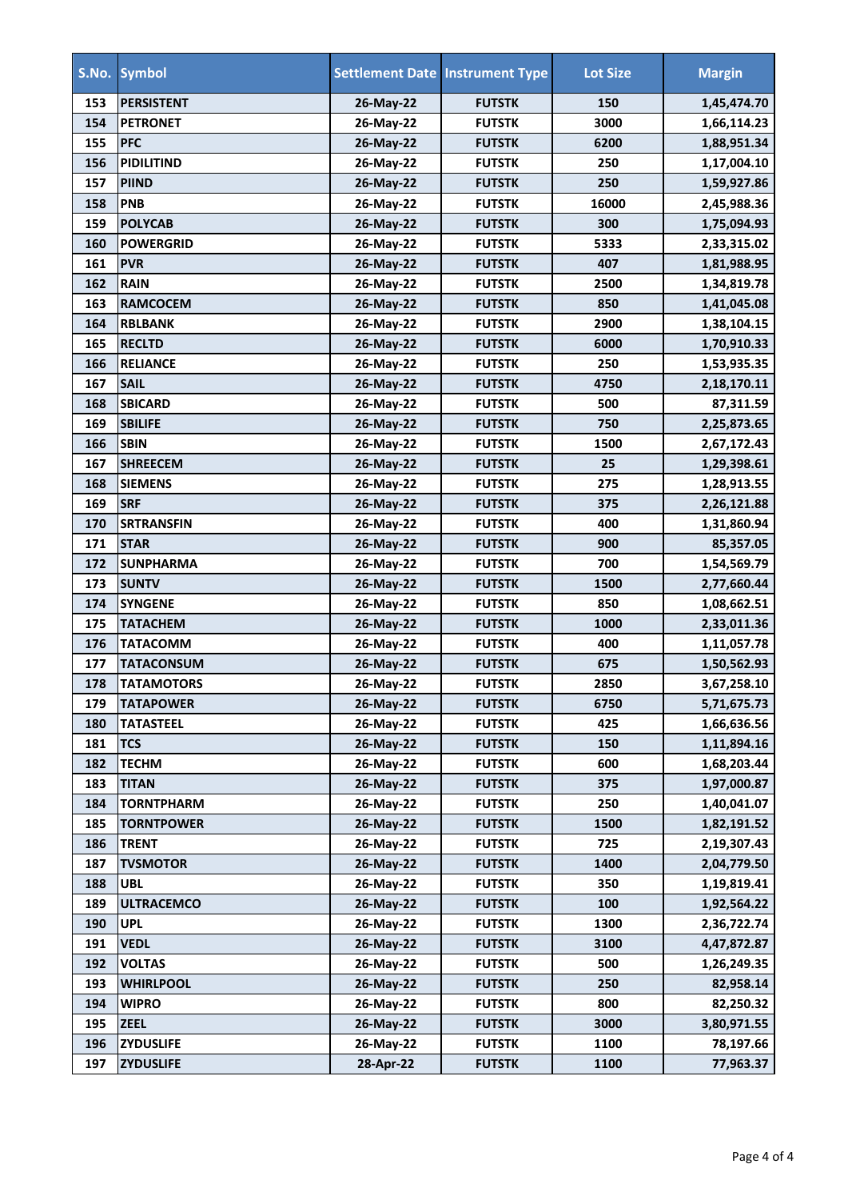| S.No. | Symbol | Settlement Date | Instrument Type | Lot Size | Margin |
|---|---|---|---|---|---|
| 153 | PERSISTENT | 26-May-22 | FUTSTK | 150 | 1,45,474.70 |
| 154 | PETRONET | 26-May-22 | FUTSTK | 3000 | 1,66,114.23 |
| 155 | PFC | 26-May-22 | FUTSTK | 6200 | 1,88,951.34 |
| 156 | PIDILITIND | 26-May-22 | FUTSTK | 250 | 1,17,004.10 |
| 157 | PIIND | 26-May-22 | FUTSTK | 250 | 1,59,927.86 |
| 158 | PNB | 26-May-22 | FUTSTK | 16000 | 2,45,988.36 |
| 159 | POLYCAB | 26-May-22 | FUTSTK | 300 | 1,75,094.93 |
| 160 | POWERGRID | 26-May-22 | FUTSTK | 5333 | 2,33,315.02 |
| 161 | PVR | 26-May-22 | FUTSTK | 407 | 1,81,988.95 |
| 162 | RAIN | 26-May-22 | FUTSTK | 2500 | 1,34,819.78 |
| 163 | RAMCOCEM | 26-May-22 | FUTSTK | 850 | 1,41,045.08 |
| 164 | RBLBANK | 26-May-22 | FUTSTK | 2900 | 1,38,104.15 |
| 165 | RECLTD | 26-May-22 | FUTSTK | 6000 | 1,70,910.33 |
| 166 | RELIANCE | 26-May-22 | FUTSTK | 250 | 1,53,935.35 |
| 167 | SAIL | 26-May-22 | FUTSTK | 4750 | 2,18,170.11 |
| 168 | SBICARD | 26-May-22 | FUTSTK | 500 | 87,311.59 |
| 169 | SBILIFE | 26-May-22 | FUTSTK | 750 | 2,25,873.65 |
| 166 | SBIN | 26-May-22 | FUTSTK | 1500 | 2,67,172.43 |
| 167 | SHREECEM | 26-May-22 | FUTSTK | 25 | 1,29,398.61 |
| 168 | SIEMENS | 26-May-22 | FUTSTK | 275 | 1,28,913.55 |
| 169 | SRF | 26-May-22 | FUTSTK | 375 | 2,26,121.88 |
| 170 | SRTRANSFIN | 26-May-22 | FUTSTK | 400 | 1,31,860.94 |
| 171 | STAR | 26-May-22 | FUTSTK | 900 | 85,357.05 |
| 172 | SUNPHARMA | 26-May-22 | FUTSTK | 700 | 1,54,569.79 |
| 173 | SUNTV | 26-May-22 | FUTSTK | 1500 | 2,77,660.44 |
| 174 | SYNGENE | 26-May-22 | FUTSTK | 850 | 1,08,662.51 |
| 175 | TATACHEM | 26-May-22 | FUTSTK | 1000 | 2,33,011.36 |
| 176 | TATACOMM | 26-May-22 | FUTSTK | 400 | 1,11,057.78 |
| 177 | TATACONSUM | 26-May-22 | FUTSTK | 675 | 1,50,562.93 |
| 178 | TATAMOTORS | 26-May-22 | FUTSTK | 2850 | 3,67,258.10 |
| 179 | TATAPOWER | 26-May-22 | FUTSTK | 6750 | 5,71,675.73 |
| 180 | TATASTEEL | 26-May-22 | FUTSTK | 425 | 1,66,636.56 |
| 181 | TCS | 26-May-22 | FUTSTK | 150 | 1,11,894.16 |
| 182 | TECHM | 26-May-22 | FUTSTK | 600 | 1,68,203.44 |
| 183 | TITAN | 26-May-22 | FUTSTK | 375 | 1,97,000.87 |
| 184 | TORNTPHARM | 26-May-22 | FUTSTK | 250 | 1,40,041.07 |
| 185 | TORNTPOWER | 26-May-22 | FUTSTK | 1500 | 1,82,191.52 |
| 186 | TRENT | 26-May-22 | FUTSTK | 725 | 2,19,307.43 |
| 187 | TVSMOTOR | 26-May-22 | FUTSTK | 1400 | 2,04,779.50 |
| 188 | UBL | 26-May-22 | FUTSTK | 350 | 1,19,819.41 |
| 189 | ULTRACEMCO | 26-May-22 | FUTSTK | 100 | 1,92,564.22 |
| 190 | UPL | 26-May-22 | FUTSTK | 1300 | 2,36,722.74 |
| 191 | VEDL | 26-May-22 | FUTSTK | 3100 | 4,47,872.87 |
| 192 | VOLTAS | 26-May-22 | FUTSTK | 500 | 1,26,249.35 |
| 193 | WHIRLPOOL | 26-May-22 | FUTSTK | 250 | 82,958.14 |
| 194 | WIPRO | 26-May-22 | FUTSTK | 800 | 82,250.32 |
| 195 | ZEEL | 26-May-22 | FUTSTK | 3000 | 3,80,971.55 |
| 196 | ZYDUSLIFE | 26-May-22 | FUTSTK | 1100 | 78,197.66 |
| 197 | ZYDUSLIFE | 28-Apr-22 | FUTSTK | 1100 | 77,963.37 |